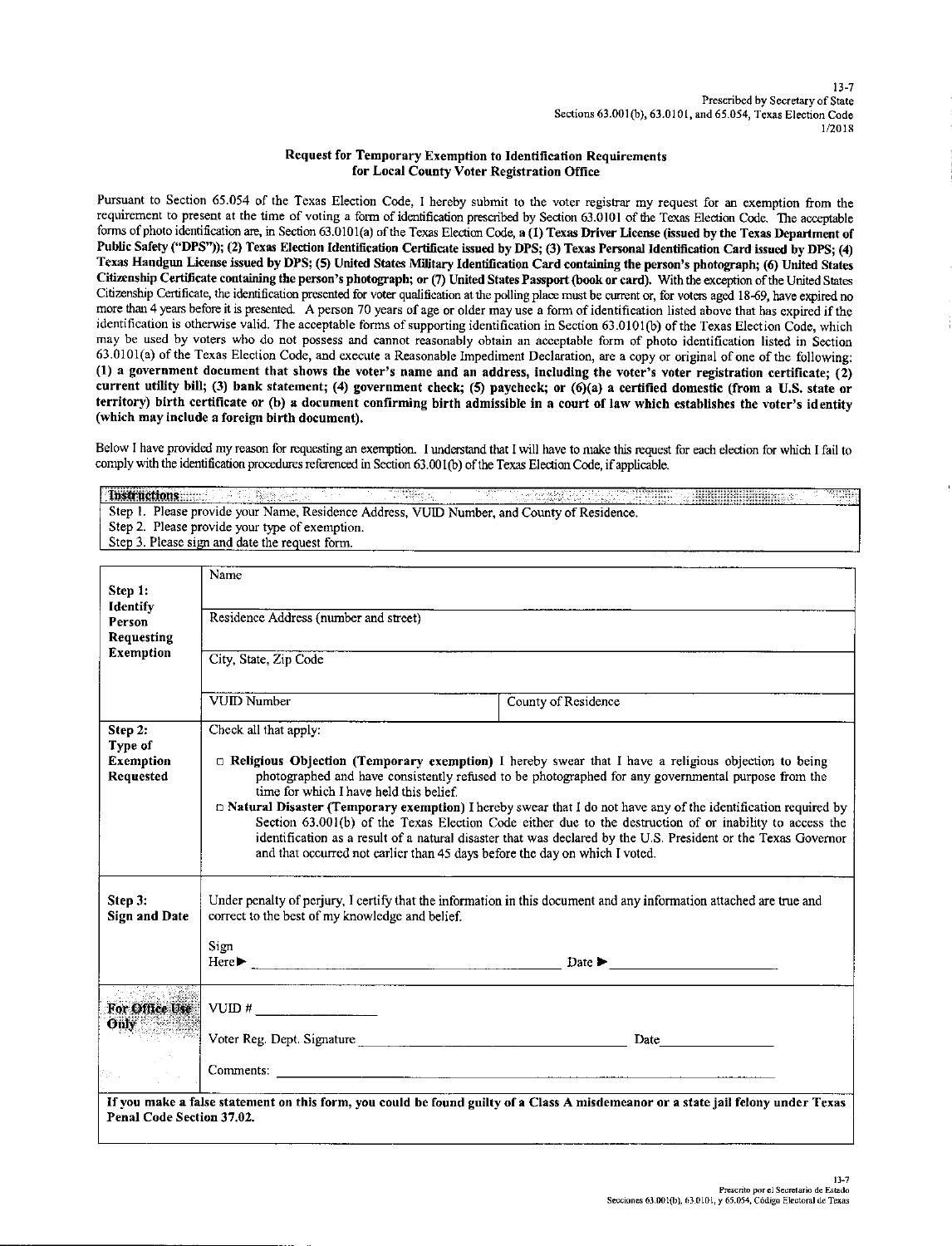13-7
Prescribed by Secretary of State
Sections 63.001(b), 63.0101, and 65.054, Texas Election Code
1/2018

## Request for Temporary Exemption to Identification Requirements for Local County Voter Registration Office

Pursuant to Section 65.054 of the Texas Election Code, I hereby submit to the voter registrar my request for an exemption from the requirement to present at the time of voting a form of identification prescribed by Section 63.0101 of the Texas Election Code. The acceptable forms of photo identification are, in Section 63.0101(a) of the Texas Election Code, **a (1) Texas Driver License (issued by the Texas Department of Public Safety ("DPS")); (2) Texas Election Identification Certificate issued by DPS; (3) Texas Personal Identification Card issued by DPS; (4) Texas Handgun License issued by DPS; (5) United States Military Identification Card containing the person's photograph; (6) United States Citizenship Certificate containing the person's photograph; or (7) United States Passport (book or card).** With the exception of the United States Citizenship Certificate, the identification presented for voter qualification at the polling place must be current or, for voters aged 18-69, have expired no more than 4 years before it is presented. A person 70 years of age or older may use a form of identification listed above that has expired if the identification is otherwise valid. The acceptable forms of supporting identification in Section 63.0101(b) of the Texas Election Code, which may be used by voters who do not possess and cannot reasonably obtain an acceptable form of photo identification listed in Section 63.0101(a) of the Texas Election Code, and execute a Reasonable Impediment Declaration, are a copy or original of one of the following: **(1) a government document that shows the voter's name and an address, including the voter's voter registration certificate; (2) current utility bill; (3) bank statement; (4) government check; (5) paycheck; or (6)(a) a certified domestic (from a U.S. state or territory) birth certificate or (b) a document confirming birth admissible in a court of law which establishes the voter's identity (which may include a foreign birth document).**

Below I have provided my reason for requesting an exemption. I understand that I will have to make this request for each election for which I fail to comply with the identification procedures referenced in Section 63.001(b) of the Texas Election Code, if applicable.

| **Instructions** |
|---|
| Step 1. Please provide your Name, Residence Address, VUID Number, and County of Residence. |
| Step 2. Please provide your type of exemption. |
| Step 3. Please sign and date the request form. |

| | | |
|---|---|---|
| **Step 1: Identify Person Requesting Exemption** | Name | |
| | Residence Address (number and street) | |
| | City, State, Zip Code | |
| | VUID Number | County of Residence |
| **Step 2: Type of Exemption Requested** | Check all that apply:<br><br>☐ **Religious Objection (Temporary exemption)** I hereby swear that I have a religious objection to being photographed and have consistently refused to be photographed for any governmental purpose from the time for which I have held this belief.<br>☐ **Natural Disaster (Temporary exemption)** I hereby swear that I do not have any of the identification required by Section 63.001(b) of the Texas Election Code either due to the destruction of or inability to access the identification as a result of a natural disaster that was declared by the U.S. President or the Texas Governor and that occurred not earlier than 45 days before the day on which I voted. | |
| **Step 3: Sign and Date** | Under penalty of perjury, I certify that the information in this document and any information attached are true and correct to the best of my knowledge and belief.<br><br>Sign Here► ______________________ Date ► ______________ | |
| **For Office Use Only** | VUID # ______________<br><br>Voter Reg. Dept. Signature ______________________ Date ______________<br><br>Comments: ______________________ | |

**If you make a false statement on this form, you could be found guilty of a Class A misdemeanor or a state jail felony under Texas Penal Code Section 37.02.**

13-7
Prescrito por el Secretario de Estado
Secciones 63.001(b), 63.0101, y 65.054, Código Electoral de Texas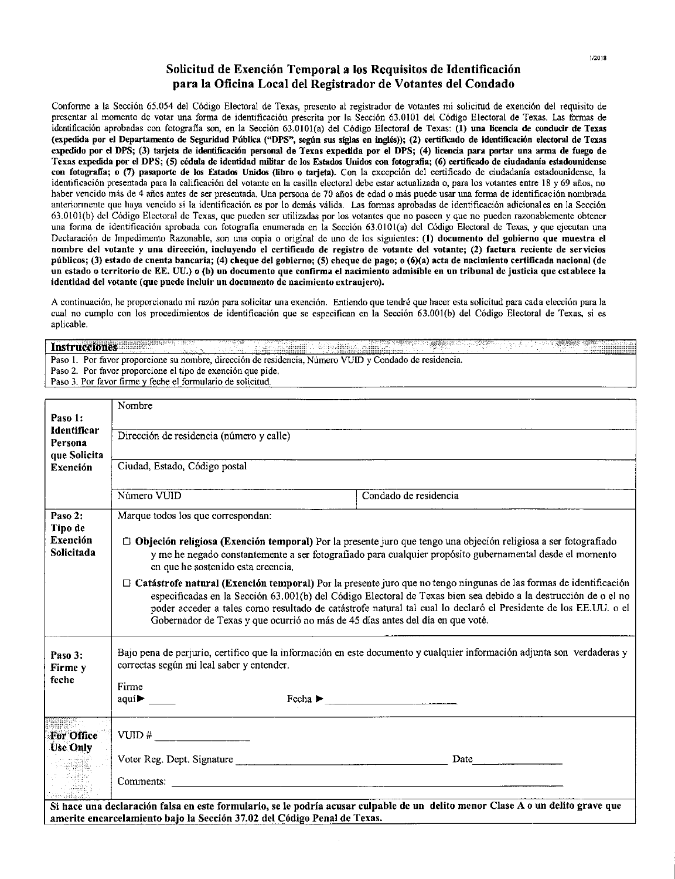1/2018

# Solicitud de Exención Temporal a los Requisitos de Identificación para la Oficina Local del Registrador de Votantes del Condado

Conforme a la Sección 65.054 del Código Electoral de Texas, presento al registrador de votantes mi solicitud de exención del requisito de presentar al momento de votar una forma de identificación prescrita por la Sección 63.0101 del Código Electoral de Texas. Las formas de identificación aprobadas con fotografía son, en la Sección 63.0101(a) del Código Electoral de Texas: **(1) una licencia de conducir de Texas (expedida por el Departamento de Seguridad Pública ("DPS", según sus siglas en inglés)); (2) certificado de identificación electoral de Texas expedido por el DPS; (3) tarjeta de identificación personal de Texas expedida por el DPS; (4) licencia para portar una arma de fuego de Texas expedida por el DPS; (5) cédula de identidad militar de los Estados Unidos con fotografía; (6) certificado de ciudadanía estadounidense con fotografía; o (7) pasaporte de los Estados Unidos (libro o tarjeta).** Con la excepción del certificado de ciudadanía estadounidense, la identificación presentada para la calificación del votante en la casilla electoral debe estar actualizada o, para los votantes entre 18 y 69 años, no haber vencido más de 4 años antes de ser presentada. Una persona de 70 años de edad o más puede usar una forma de identificación nombrada anteriormente que haya vencido si la identificación es por lo demás válida. Las formas aprobadas de identificación adicionales en la Sección 63.0101(b) del Código Electoral de Texas, que pueden ser utilizadas por los votantes que no poseen y que no pueden razonablemente obtener una forma de identificación aprobada con fotografía enumerada en la Sección 63.0101(a) del Código Electoral de Texas, y que ejecutan una Declaración de Impedimento Razonable, son una copia o original de uno de los siguientes: **(1) documento del gobierno que muestra el nombre del votante y una dirección, incluyendo el certificado de registro de votante del votante; (2) factura reciente de servicios públicos; (3) estado de cuenta bancaria; (4) cheque del gobierno; (5) cheque de pago; o (6)(a) acta de nacimiento certificada nacional (de un estado o territorio de EE. UU.) o (b) un documento que confirma el nacimiento admisible en un tribunal de justicia que establece la identidad del votante (que puede incluir un documento de nacimiento extranjero).**

A continuación, he proporcionado mi razón para solicitar una exención. Entiendo que tendré que hacer esta solicitud para cada elección para la cual no cumplo con los procedimientos de identificación que se especifican en la Sección 63.001(b) del Código Electoral de Texas, si es aplicable.

| **Instrucciones** |
|---|
| Paso 1. Por favor proporcione su nombre, dirección de residencia, Número VUID y Condado de residencia. |
| Paso 2. Por favor proporcione el tipo de exención que pide. |
| Paso 3. Por favor firme y feche el formulario de solicitud. |

| | | |
|---|---|---|
| **Paso 1: Identificar Persona que Solicita Exención** | Nombre | |
| | Dirección de residencia (número y calle) | |
| | Ciudad, Estado, Código postal | |
| | Número VUID | Condado de residencia |
| **Paso 2: Tipo de Exención Solicitada** | Marque todos los que correspondan:<br><br>☐ **Objeción religiosa (Exención temporal)** Por la presente juro que tengo una objeción religiosa a ser fotografiado y me he negado constantemente a ser fotografiado para cualquier propósito gubernamental desde el momento en que he sostenido esta creencia.<br><br>☐ **Catástrofe natural (Exención temporal)** Por la presente juro que no tengo ningunas de las formas de identificación especificadas en la Sección 63.001(b) del Código Electoral de Texas bien sea debido a la destrucción de o el no poder acceder a tales como resultado de catástrofe natural tal cual lo declaró el Presidente de los EE.UU. o el Gobernador de Texas y que ocurrió no más de 45 días antes del día en que voté. | |
| **Paso 3: Firme y feche** | Bajo pena de perjurio, certifico que la información en este documento y cualquier información adjunta son verdaderas y correctas según mi leal saber y entender.<br><br>Firme aquí ► _____ Fecha ► ____________________ | |
| **For Office Use Only** | VUID # ______________<br><br>Voter Reg. Dept. Signature ______________________________ Date______________<br><br>Comments: ______________________________ | |

**Si hace una declaración falsa en este formulario, se le podría acusar culpable de un delito menor Clase A o un delito grave que amerite encarcelamiento bajo la Sección 37.02 del Código Penal de Texas.**